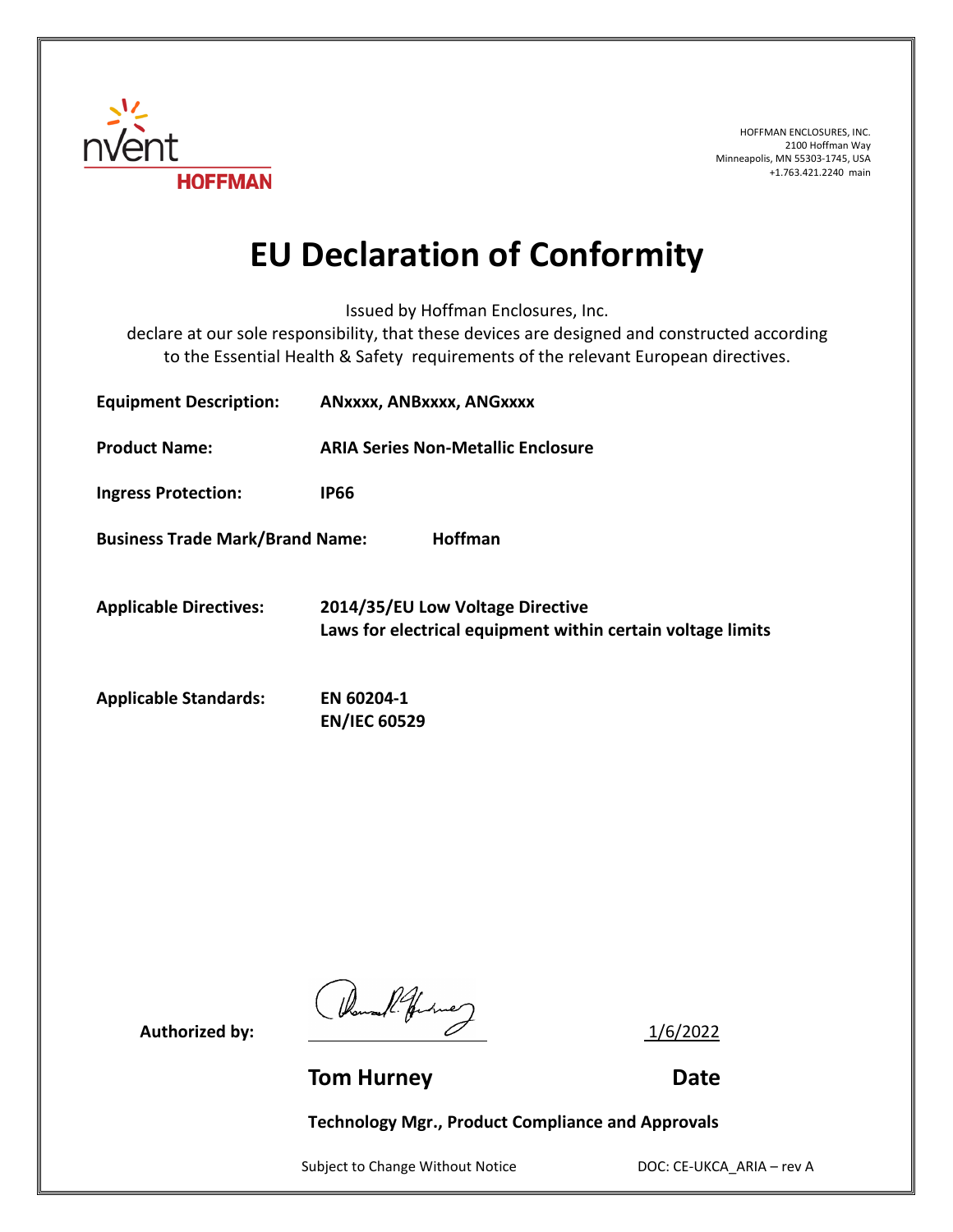HOFFMAN ENCLOSURES, INC.
2100 Hoffman Way
Minneapolis, MN 55303-1745, USA
+1.763.421.2240 main

# EU Declaration of Conformity

Issued by Hoffman Enclosures, Inc.
declare at our sole responsibility, that these devices are designed and constructed according to the Essential Health & Safety requirements of the relevant European directives.

**Equipment Description:** **ANxxxx, ANBxxxx, ANGxxxx**

**Product Name:** **ARIA Series Non-Metallic Enclosure**

**Ingress Protection:** **IP66**

**Business Trade Mark/Brand Name:** **Hoffman**

**Applicable Directives:** **2014/35/EU Low Voltage Directive**
**Laws for electrical equipment within certain voltage limits**

**Applicable Standards:** **EN 60204-1**
**EN/IEC 60529**

**Authorized by:** 1/6/2022

**Tom Hurney** **Date**

**Technology Mgr., Product Compliance and Approvals**

Subject to Change Without Notice DOC: CE-UKCA_ARIA – rev A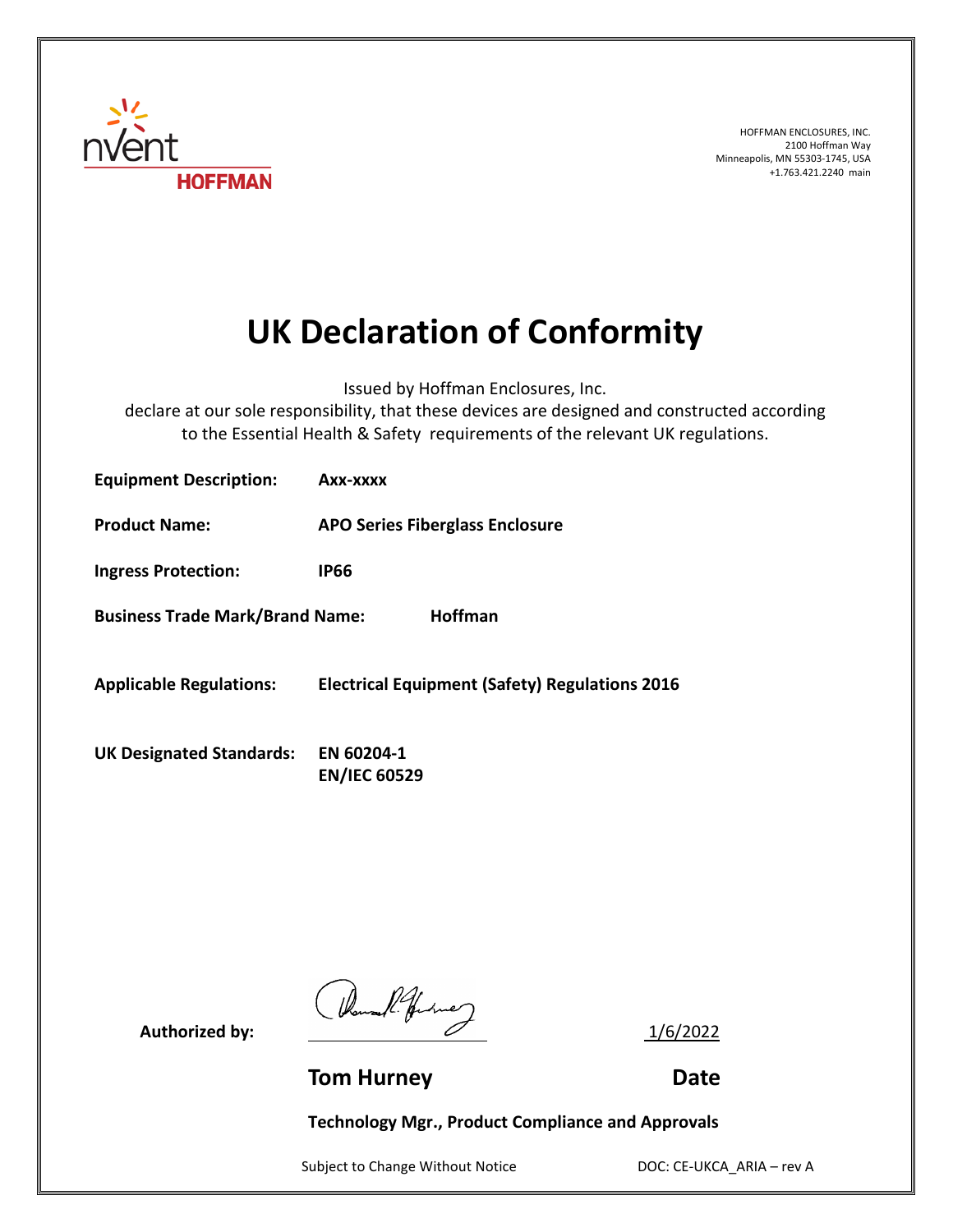HOFFMAN ENCLOSURES, INC.
2100 Hoffman Way
Minneapolis, MN 55303-1745, USA
+1.763.421.2240 main

# UK Declaration of Conformity

Issued by Hoffman Enclosures, Inc.
declare at our sole responsibility, that these devices are designed and constructed according to the Essential Health & Safety requirements of the relevant UK regulations.

**Equipment Description:** **Axx-xxxx**

**Product Name:** **APO Series Fiberglass Enclosure**

**Ingress Protection:** **IP66**

**Business Trade Mark/Brand Name:** **Hoffman**

**Applicable Regulations:** **Electrical Equipment (Safety) Regulations 2016**

**UK Designated Standards:** **EN 60204-1**
**EN/IEC 60529**

**Authorized by:** 1/6/2022

**Tom Hurney** **Date**

**Technology Mgr., Product Compliance and Approvals**

Subject to Change Without Notice

DOC: CE-UKCA_ARIA – rev A